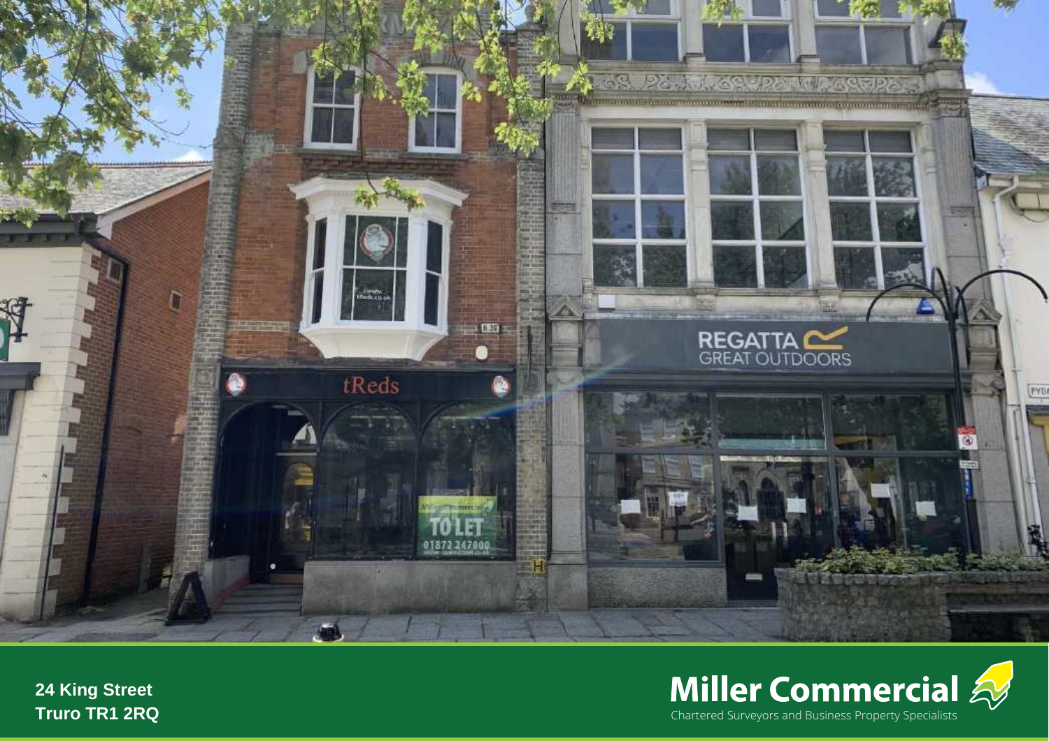24 King Street
Truro TR1 2RQ

Miller Commercial

Chartered Surveyors and Business Property Specialists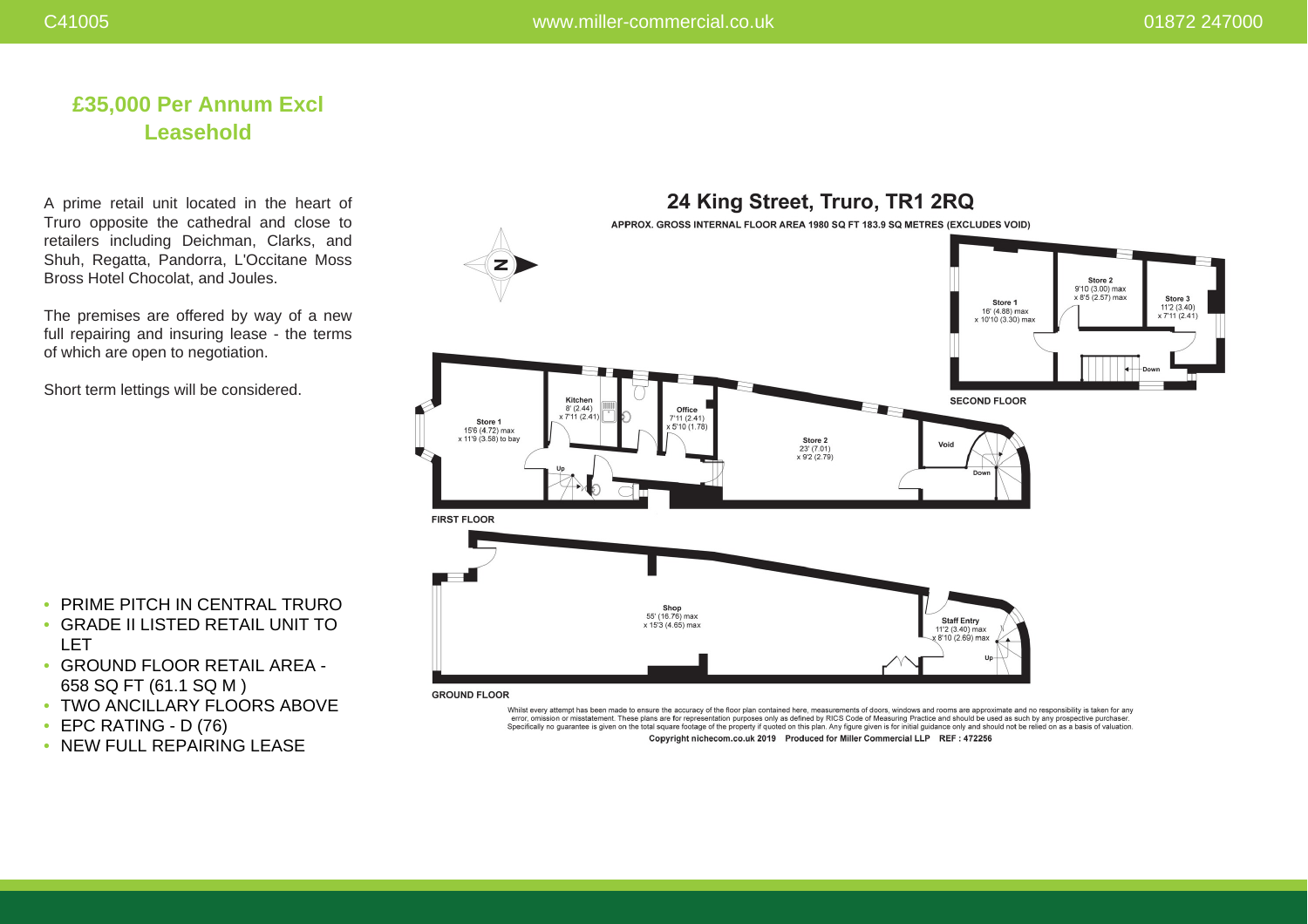## £35,000 Per Annum Excl
## Leasehold

A prime retail unit located in the heart of Truro opposite the cathedral and close to retailers including Deichman, Clarks, and Shuh, Regatta, Pandorra, L'Occitane Moss Bross Hotel Chocolat, and Joules.

The premises are offered by way of a new full repairing and insuring lease - the terms of which are open to negotiation.

Short term lettings will be considered.

- PRIME PITCH IN CENTRAL TRURO
- GRADE II LISTED RETAIL UNIT TO LET
- GROUND FLOOR RETAIL AREA - 658 SQ FT (61.1 SQ M )
- TWO ANCILLARY FLOORS ABOVE
- EPC RATING - D (76)
- NEW FULL REPAIRING LEASE

## 24 King Street, Truro, TR1 2RQ

APPROX. GROSS INTERNAL FLOOR AREA 1980 SQ FT 183.9 SQ METRES (EXCLUDES VOID)

**SECOND FLOOR**

- Store 1: 16' (4.88) max x 10'10 (3.30) max
- Store 2: 9'10 (3.00) max x 8'5 (2.57) max
- Store 3: 11'2 (3.40) x 7'11 (2.41)
- Down

**FIRST FLOOR**

- Store 1: 15'6 (4.72) max x 11'9 (3.58) to bay
- Kitchen: 8' (2.44) x 7'11 (2.41)
- Office: 7'11 (2.41) x 5'10 (1.78)
- Store 2: 23' (7.01) x 9'2 (2.79)
- Void
- Up
- Down

**GROUND FLOOR**

- Shop: 55' (16.76) max x 15'3 (4.65) max
- Staff Entry: 11'2 (3.40) max x 8'10 (2.69) max
- Up

Whilst every attempt has been made to ensure the accuracy of the floor plan contained here, measurements of doors, windows and rooms are approximate and no responsibility is taken for any error, omission or misstatement. These plans are for representation purposes only as defined by RICS Code of Measuring Practice and should be used as such by any prospective purchaser. Specifically no guarantee is given on the total square footage of the property if quoted on this plan. Any figure given is for initial guidance only and should not be relied on as a basis of valuation.

**Copyright nichecom.co.uk 2019 Produced for Miller Commercial LLP REF : 472256**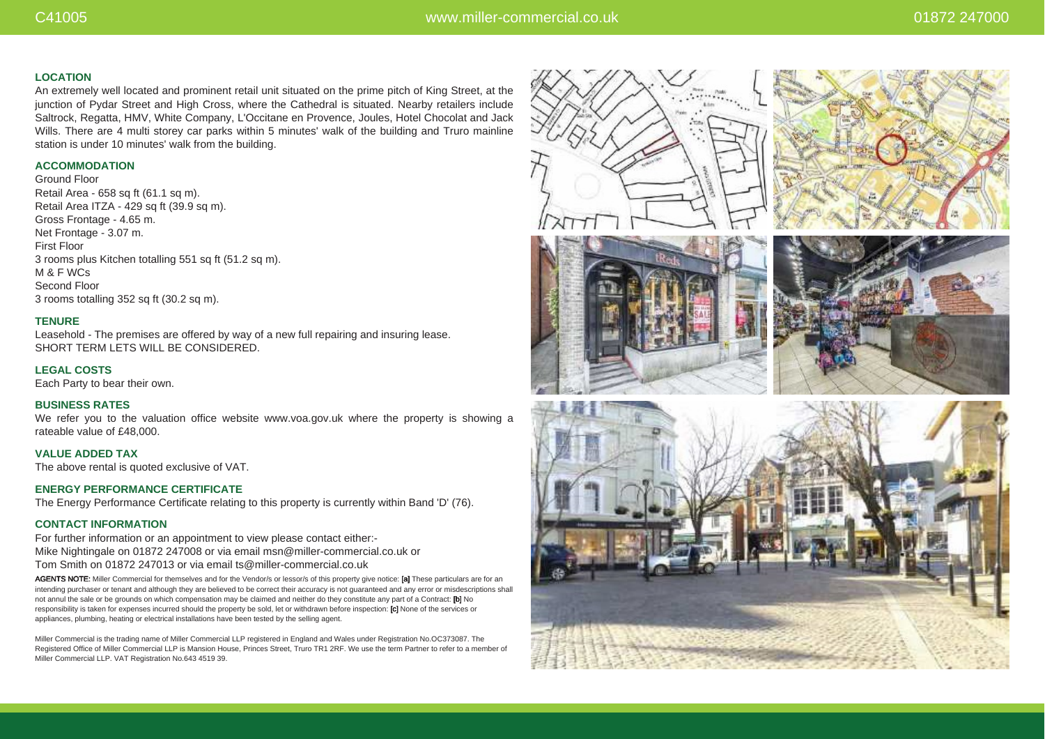## LOCATION

An extremely well located and prominent retail unit situated on the prime pitch of King Street, at the junction of Pydar Street and High Cross, where the Cathedral is situated. Nearby retailers include Saltrock, Regatta, HMV, White Company, L'Occitane en Provence, Joules, Hotel Chocolat and Jack Wills. There are 4 multi storey car parks within 5 minutes' walk of the building and Truro mainline station is under 10 minutes' walk from the building.

## ACCOMMODATION

Ground Floor
Retail Area - 658 sq ft (61.1 sq m).
Retail Area ITZA - 429 sq ft (39.9 sq m).
Gross Frontage - 4.65 m.
Net Frontage - 3.07 m.
First Floor
3 rooms plus Kitchen totalling 551 sq ft (51.2 sq m).
M & F WCs
Second Floor
3 rooms totalling 352 sq ft (30.2 sq m).

## TENURE

Leasehold - The premises are offered by way of a new full repairing and insuring lease.
SHORT TERM LETS WILL BE CONSIDERED.

## LEGAL COSTS

Each Party to bear their own.

## BUSINESS RATES

We refer you to the valuation office website www.voa.gov.uk where the property is showing a rateable value of £48,000.

## VALUE ADDED TAX

The above rental is quoted exclusive of VAT.

## ENERGY PERFORMANCE CERTIFICATE

The Energy Performance Certificate relating to this property is currently within Band 'D' (76).

## CONTACT INFORMATION

For further information or an appointment to view please contact either:-
Mike Nightingale on 01872 247008 or via email msn@miller-commercial.co.uk or
Tom Smith on 01872 247013 or via email ts@miller-commercial.co.uk

**AGENTS NOTE:** Miller Commercial for themselves and for the Vendor/s or lessor/s of this property give notice: **[a]** These particulars are for an intending purchaser or tenant and although they are believed to be correct their accuracy is not guaranteed and any error or misdescriptions shall not annul the sale or be grounds on which compensation may be claimed and neither do they constitute any part of a Contract: **[b]** No responsibility is taken for expenses incurred should the property be sold, let or withdrawn before inspection: **[c]** None of the services or appliances, plumbing, heating or electrical installations have been tested by the selling agent.

Miller Commercial is the trading name of Miller Commercial LLP registered in England and Wales under Registration No.OC373087. The Registered Office of Miller Commercial LLP is Mansion House, Princes Street, Truro TR1 2RF. We use the term Partner to refer to a member of Miller Commercial LLP. VAT Registration No.643 4519 39.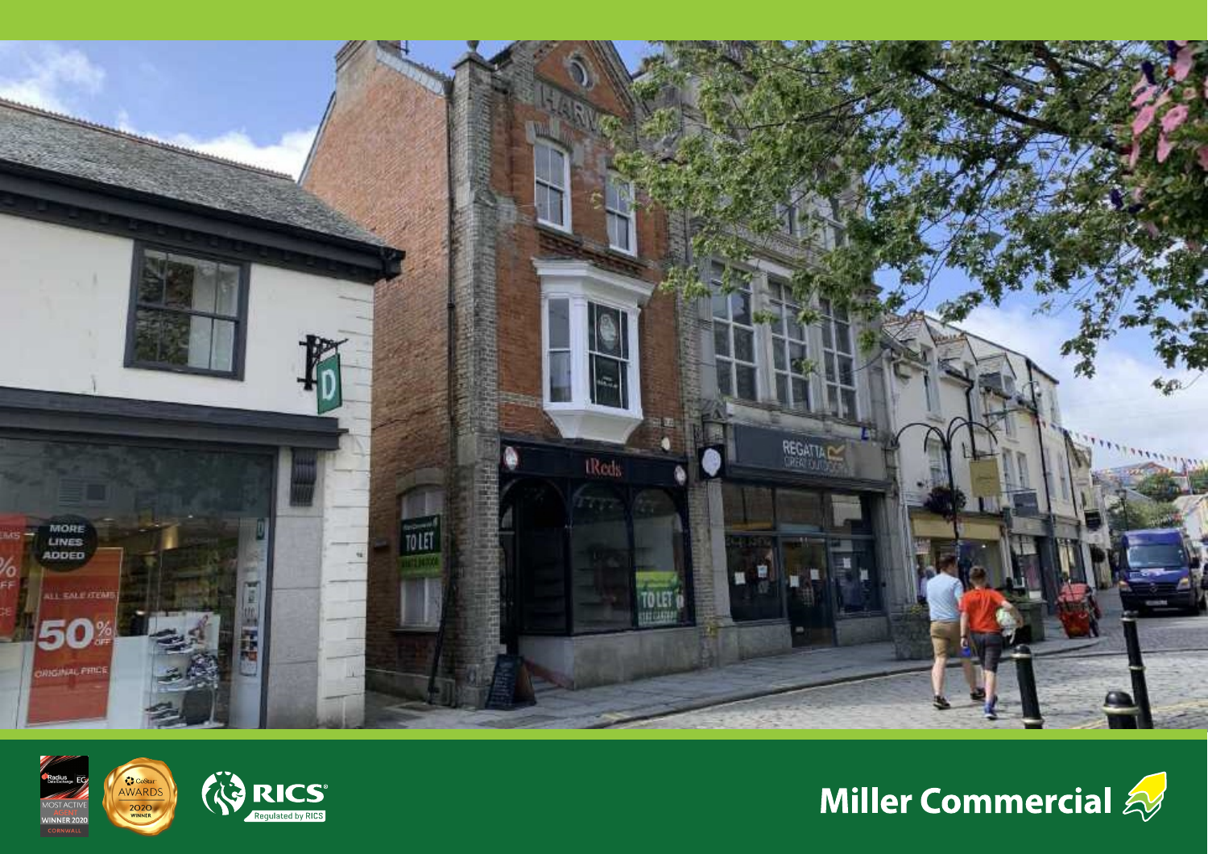Miller Commercial